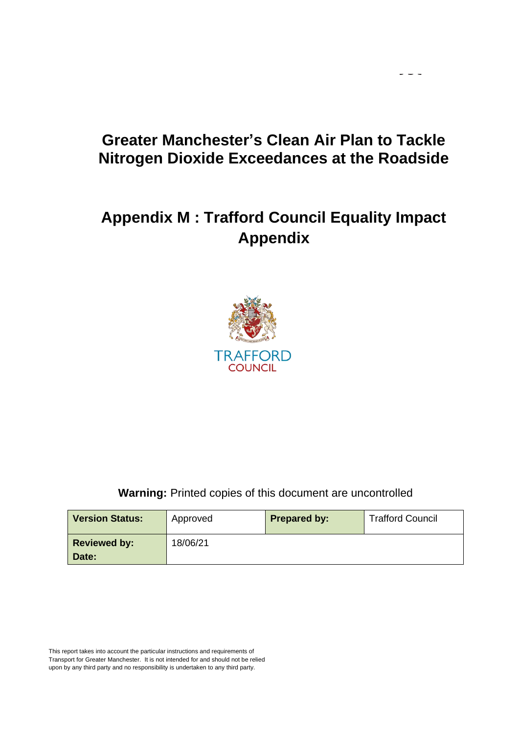# Greater Manchester's Clean Air Plan to Tackle Nitrogen Dioxide Exceedances at the Roadside

## Appendix M : Trafford Council Equality Impact Appendix

TRAFFORD
COUNCIL

**Warning:** Printed copies of this document are uncontrolled

| **Version Status:** | Approved | **Prepared by:** | Trafford Council |
|---|---|---|---|
| **Reviewed by: Date:** | 18/06/21 | | |

This report takes into account the particular instructions and requirements of Transport for Greater Manchester. It is not intended for and should not be relied upon by any third party and no responsibility is undertaken to any third party.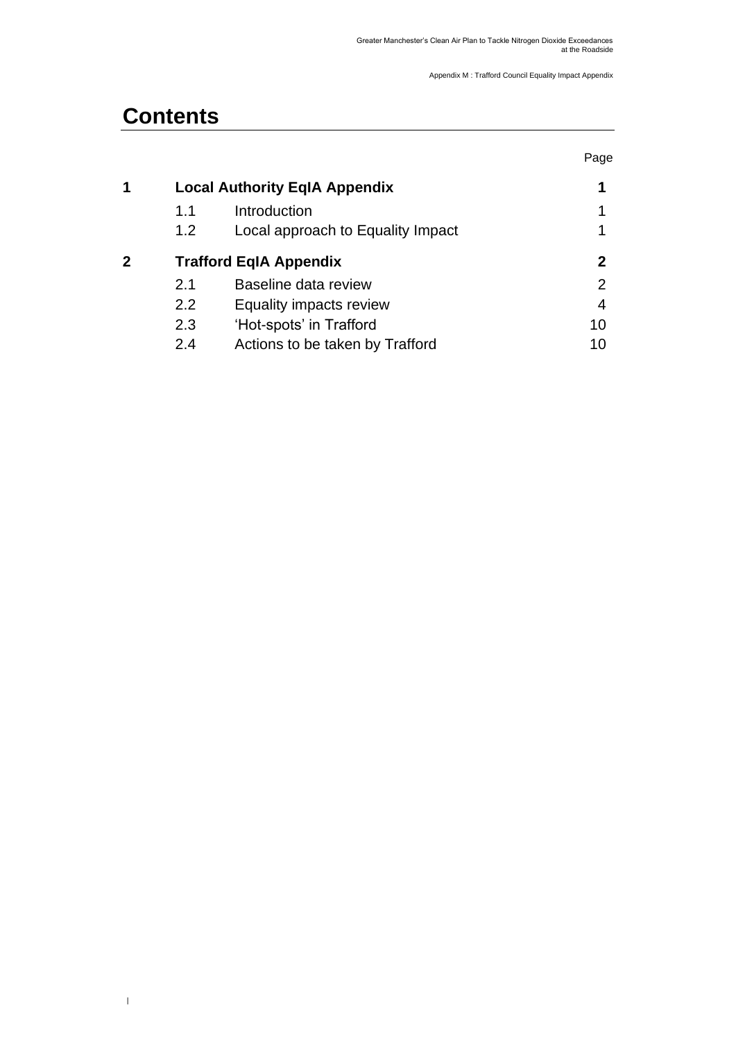# Contents

| | | | Page |
|---|---|---|---|
| **1** | **Local Authority EqIA Appendix** | | **1** |
| | 1.1 | Introduction | 1 |
| | 1.2 | Local approach to Equality Impact | 1 |
| **2** | **Trafford EqIA Appendix** | | **2** |
| | 2.1 | Baseline data review | 2 |
| | 2.2 | Equality impacts review | 4 |
| | 2.3 | 'Hot-spots' in Trafford | 10 |
| | 2.4 | Actions to be taken by Trafford | 10 |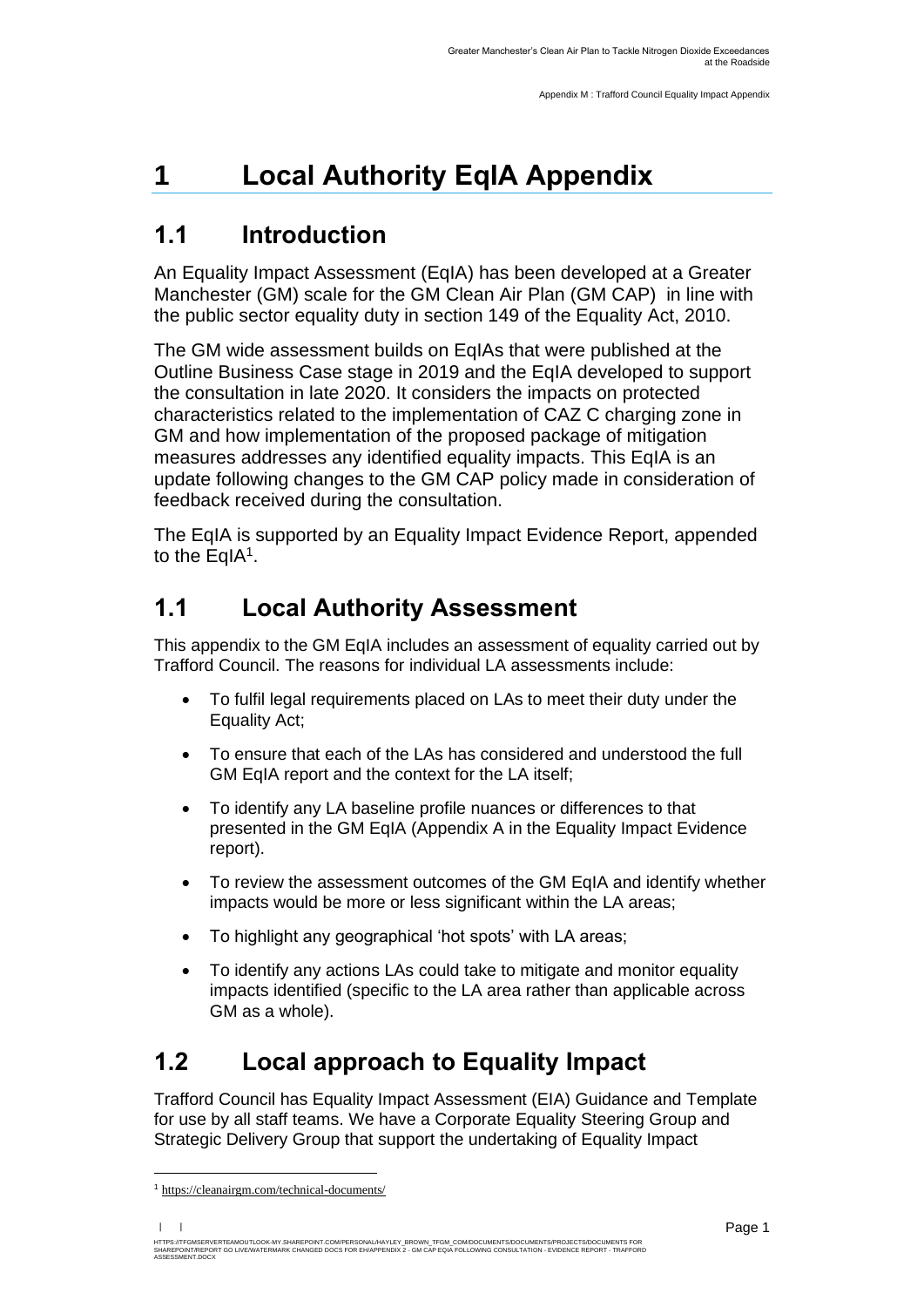# 1 Local Authority EqIA Appendix

## 1.1 Introduction

An Equality Impact Assessment (EqIA) has been developed at a Greater Manchester (GM) scale for the GM Clean Air Plan (GM CAP) in line with the public sector equality duty in section 149 of the Equality Act, 2010.

The GM wide assessment builds on EqIAs that were published at the Outline Business Case stage in 2019 and the EqIA developed to support the consultation in late 2020. It considers the impacts on protected characteristics related to the implementation of CAZ C charging zone in GM and how implementation of the proposed package of mitigation measures addresses any identified equality impacts. This EqIA is an update following changes to the GM CAP policy made in consideration of feedback received during the consultation.

The EqIA is supported by an Equality Impact Evidence Report, appended to the EqIA[1].

## 1.1 Local Authority Assessment

This appendix to the GM EqIA includes an assessment of equality carried out by Trafford Council. The reasons for individual LA assessments include:

- To fulfil legal requirements placed on LAs to meet their duty under the Equality Act;
- To ensure that each of the LAs has considered and understood the full GM EqIA report and the context for the LA itself;
- To identify any LA baseline profile nuances or differences to that presented in the GM EqIA (Appendix A in the Equality Impact Evidence report).
- To review the assessment outcomes of the GM EqIA and identify whether impacts would be more or less significant within the LA areas;
- To highlight any geographical 'hot spots' with LA areas;
- To identify any actions LAs could take to mitigate and monitor equality impacts identified (specific to the LA area rather than applicable across GM as a whole).

## 1.2 Local approach to Equality Impact

Trafford Council has Equality Impact Assessment (EIA) Guidance and Template for use by all staff teams. We have a Corporate Equality Steering Group and Strategic Delivery Group that support the undertaking of Equality Impact

[1] https://cleanairgm.com/technical-documents/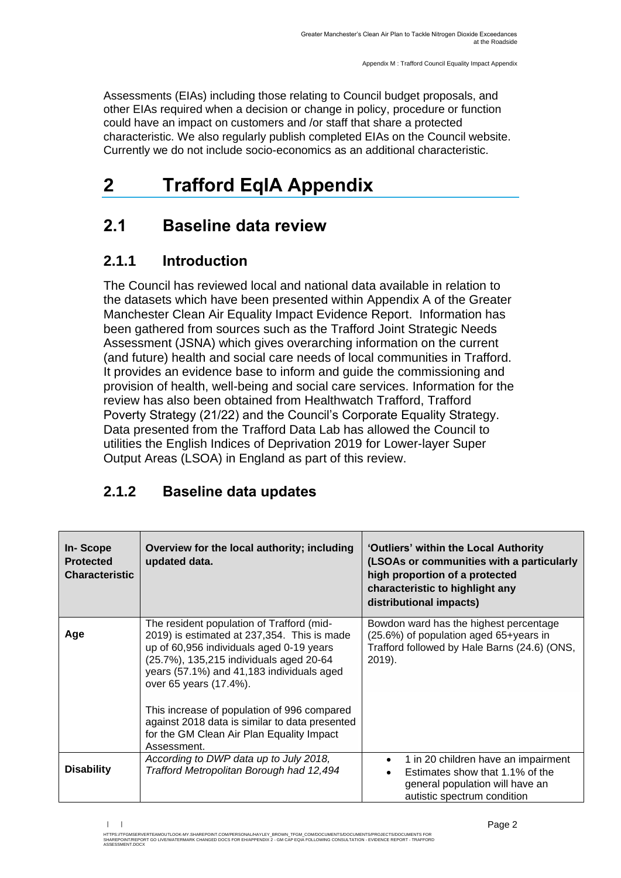Assessments (EIAs) including those relating to Council budget proposals, and other EIAs required when a decision or change in policy, procedure or function could have an impact on customers and /or staff that share a protected characteristic. We also regularly publish completed EIAs on the Council website. Currently we do not include socio-economics as an additional characteristic.

# 2 Trafford EqIA Appendix

## 2.1 Baseline data review

### 2.1.1 Introduction

The Council has reviewed local and national data available in relation to the datasets which have been presented within Appendix A of the Greater Manchester Clean Air Equality Impact Evidence Report. Information has been gathered from sources such as the Trafford Joint Strategic Needs Assessment (JSNA) which gives overarching information on the current (and future) health and social care needs of local communities in Trafford. It provides an evidence base to inform and guide the commissioning and provision of health, well-being and social care services. Information for the review has also been obtained from Healthwatch Trafford, Trafford Poverty Strategy (21/22) and the Council's Corporate Equality Strategy. Data presented from the Trafford Data Lab has allowed the Council to utilities the English Indices of Deprivation 2019 for Lower-layer Super Output Areas (LSOA) in England as part of this review.

### 2.1.2 Baseline data updates

| In- Scope Protected Characteristic | Overview for the local authority; including updated data. | 'Outliers' within the Local Authority (LSOAs or communities with a particularly high proportion of a protected characteristic to highlight any distributional impacts) |
|---|---|---|
| **Age** | The resident population of Trafford (mid-2019) is estimated at 237,354. This is made up of 60,956 individuals aged 0-19 years (25.7%), 135,215 individuals aged 20-64 years (57.1%) and 41,183 individuals aged over 65 years (17.4%).<br><br>This increase of population of 996 compared against 2018 data is similar to data presented for the GM Clean Air Plan Equality Impact Assessment. | Bowdon ward has the highest percentage (25.6%) of population aged 65+years in Trafford followed by Hale Barns (24.6) (ONS, 2019). |
| **Disability** | *According to DWP data up to July 2018, Trafford Metropolitan Borough had 12,494* | • 1 in 20 children have an impairment<br>• Estimates show that 1.1% of the general population will have an autistic spectrum condition |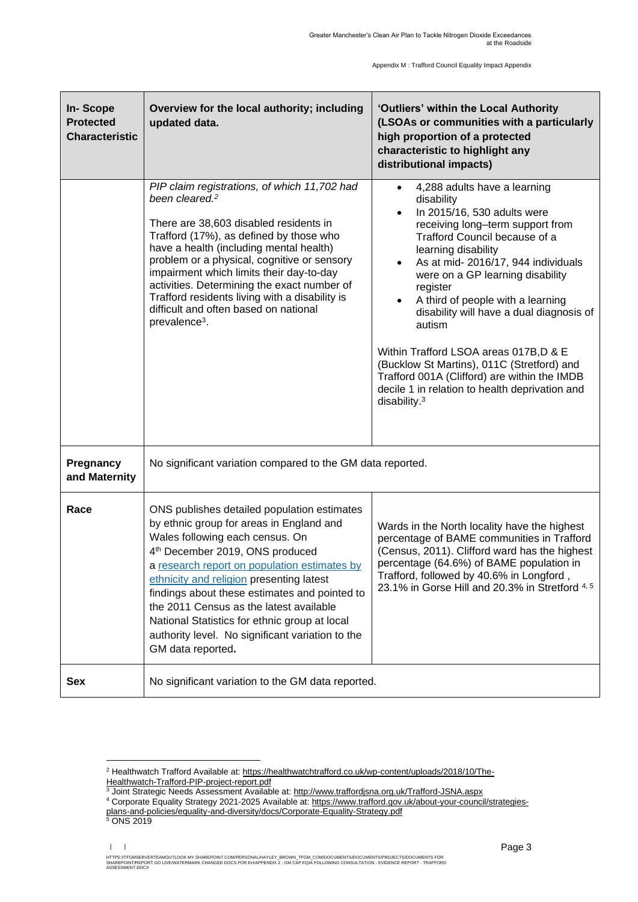| In- Scope Protected Characteristic | Overview for the local authority; including updated data. | 'Outliers' within the Local Authority (LSOAs or communities with a particularly high proportion of a protected characteristic to highlight any distributional impacts) |
|---|---|---|
| | *PIP claim registrations, of which 11,702 had been cleared.*[2]<br><br>There are 38,603 disabled residents in Trafford (17%), as defined by those who have a health (including mental health) problem or a physical, cognitive or sensory impairment which limits their day-to-day activities. Determining the exact number of Trafford residents living with a disability is difficult and often based on national prevalence[3]. | • 4,288 adults have a learning disability<br>• In 2015/16, 530 adults were receiving long–term support from Trafford Council because of a learning disability<br>• As at mid- 2016/17, 944 individuals were on a GP learning disability register<br>• A third of people with a learning disability will have a dual diagnosis of autism<br><br>Within Trafford LSOA areas 017B,D & E (Bucklow St Martins), 011C (Stretford) and Trafford 001A (Clifford) are within the IMDB decile 1 in relation to health deprivation and disability.[3] |
| **Pregnancy and Maternity** | No significant variation compared to the GM data reported. | |
| **Race** | ONS publishes detailed population estimates by ethnic group for areas in England and Wales following each census. On 4th December 2019, ONS produced a research report on population estimates by ethnicity and religion presenting latest findings about these estimates and pointed to the 2011 Census as the latest available National Statistics for ethnic group at local authority level. No significant variation to the GM data reported**.** | Wards in the North locality have the highest percentage of BAME communities in Trafford (Census, 2011). Clifford ward has the highest percentage (64.6%) of BAME population in Trafford, followed by 40.6% in Longford , 23.1% in Gorse Hill and 20.3% in Stretford [4, 5] |
| **Sex** | No significant variation to the GM data reported. | |

[2] Healthwatch Trafford Available at: https://healthwatchtrafford.co.uk/wp-content/uploads/2018/10/The-Healthwatch-Trafford-PIP-project-report.pdf

[3] Joint Strategic Needs Assessment Available at: http://www.traffordjsna.org.uk/Trafford-JSNA.aspx

[4] Corporate Equality Strategy 2021-2025 Available at: https://www.trafford.gov.uk/about-your-council/strategies-plans-and-policies/equality-and-diversity/docs/Corporate-Equality-Strategy.pdf

[5] ONS 2019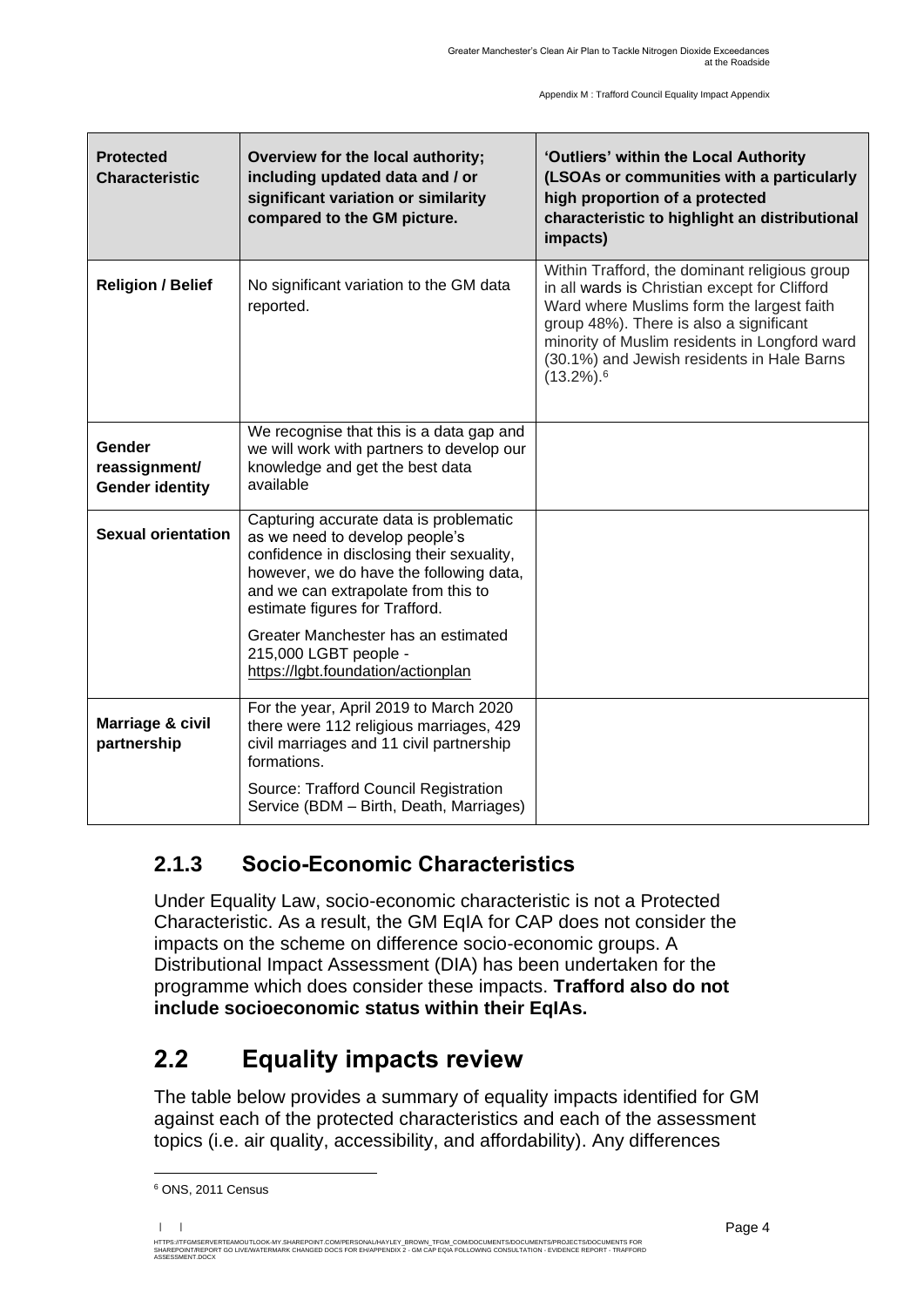| Protected Characteristic | Overview for the local authority; including updated data and / or significant variation or similarity compared to the GM picture. | 'Outliers' within the Local Authority (LSOAs or communities with a particularly high proportion of a protected characteristic to highlight an distributional impacts) |
|---|---|---|
| **Religion / Belief** | No significant variation to the GM data reported. | Within Trafford, the dominant religious group in all wards is Christian except for Clifford Ward where Muslims form the largest faith group 48%). There is also a significant minority of Muslim residents in Longford ward (30.1%) and Jewish residents in Hale Barns (13.2%).[6] |
| **Gender reassignment/ Gender identity** | We recognise that this is a data gap and we will work with partners to develop our knowledge and get the best data available | |
| **Sexual orientation** | Capturing accurate data is problematic as we need to develop people's confidence in disclosing their sexuality, however, we do have the following data, and we can extrapolate from this to estimate figures for Trafford.<br><br>Greater Manchester has an estimated 215,000 LGBT people - https://lgbt.foundation/actionplan | |
| **Marriage & civil partnership** | For the year, April 2019 to March 2020 there were 112 religious marriages, 429 civil marriages and 11 civil partnership formations.<br><br>Source: Trafford Council Registration Service (BDM – Birth, Death, Marriages) | |

### 2.1.3 Socio-Economic Characteristics

Under Equality Law, socio-economic characteristic is not a Protected Characteristic. As a result, the GM EqIA for CAP does not consider the impacts on the scheme on difference socio-economic groups. A Distributional Impact Assessment (DIA) has been undertaken for the programme which does consider these impacts. **Trafford also do not include socioeconomic status within their EqIAs.**

## 2.2 Equality impacts review

The table below provides a summary of equality impacts identified for GM against each of the protected characteristics and each of the assessment topics (i.e. air quality, accessibility, and affordability). Any differences

[6] ONS, 2011 Census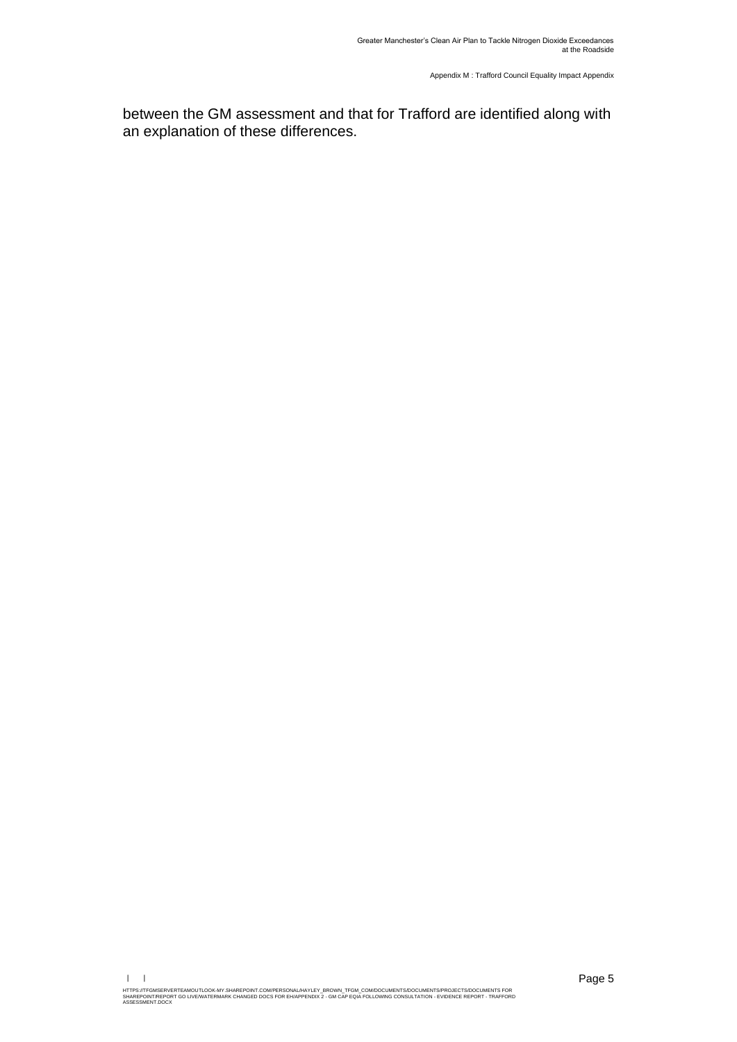between the GM assessment and that for Trafford are identified along with an explanation of these differences.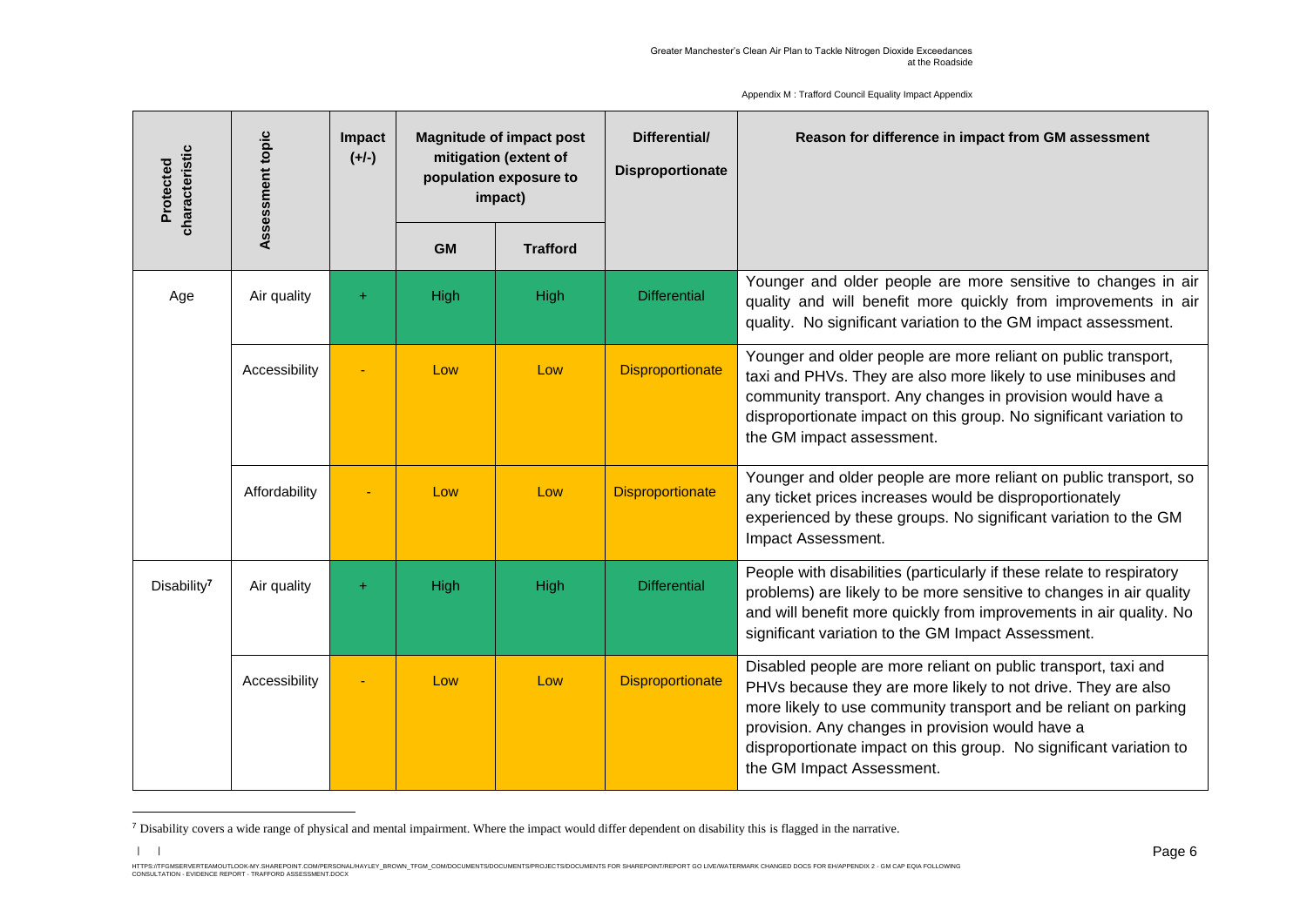| Protected characteristic | Assessment topic | Impact (+/-) | Magnitude of impact post mitigation (extent of population exposure to impact) | | Differential/ Disproportionate | Reason for difference in impact from GM assessment |
|---|---|---|---|---|---|---|
| | | | GM | Trafford | | |
| Age | Air quality | + | High | High | Differential | Younger and older people are more sensitive to changes in air quality and will benefit more quickly from improvements in air quality. No significant variation to the GM impact assessment. |
| | Accessibility | - | Low | Low | Disproportionate | Younger and older people are more reliant on public transport, taxi and PHVs. They are also more likely to use minibuses and community transport. Any changes in provision would have a disproportionate impact on this group. No significant variation to the GM impact assessment. |
| | Affordability | - | Low | Low | Disproportionate | Younger and older people are more reliant on public transport, so any ticket prices increases would be disproportionately experienced by these groups. No significant variation to the GM Impact Assessment. |
| Disability[7] | Air quality | + | High | High | Differential | People with disabilities (particularly if these relate to respiratory problems) are likely to be more sensitive to changes in air quality and will benefit more quickly from improvements in air quality. No significant variation to the GM Impact Assessment. |
| | Accessibility | - | Low | Low | Disproportionate | Disabled people are more reliant on public transport, taxi and PHVs because they are more likely to not drive. They are also more likely to use community transport and be reliant on parking provision. Any changes in provision would have a disproportionate impact on this group. No significant variation to the GM Impact Assessment. |

[7] Disability covers a wide range of physical and mental impairment. Where the impact would differ dependent on disability this is flagged in the narrative.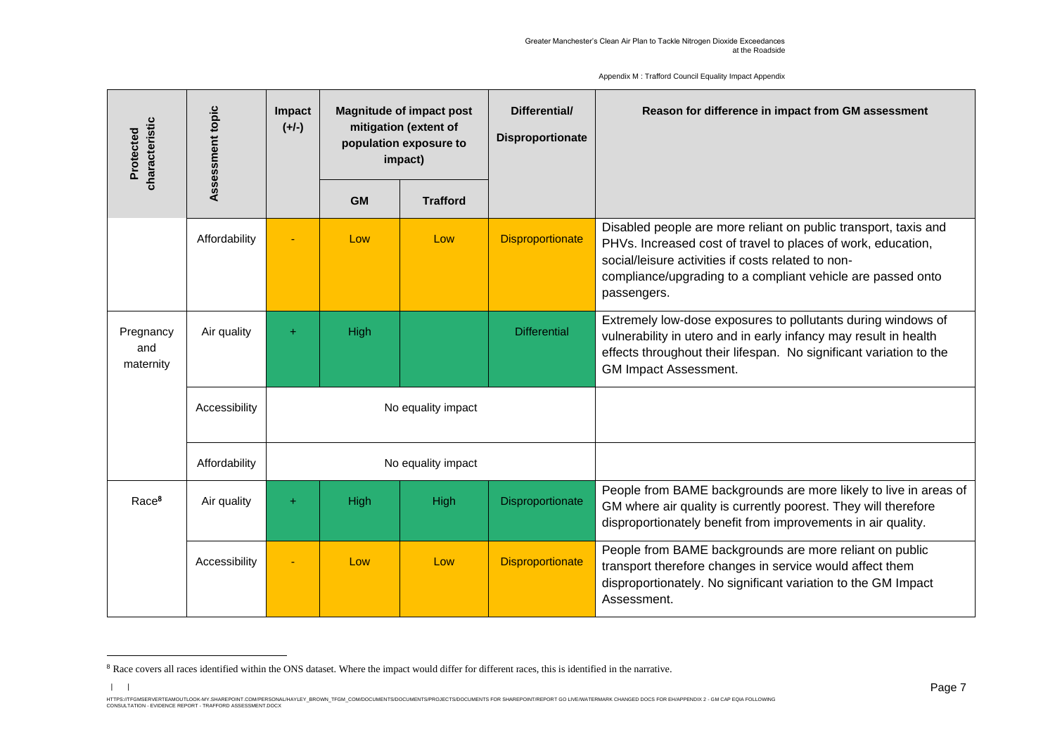| Protected characteristic | Assessment topic | Impact (+/-) | Magnitude of impact post mitigation (extent of population exposure to impact) | | Differential/ Disproportionate | Reason for difference in impact from GM assessment |
|---|---|---|---|---|---|---|
| | | | GM | Trafford | | |
| | Affordability | - | Low | Low | Disproportionate | Disabled people are more reliant on public transport, taxis and PHVs. Increased cost of travel to places of work, education, social/leisure activities if costs related to non-compliance/upgrading to a compliant vehicle are passed onto passengers. |
| Pregnancy and maternity | Air quality | + | High | | Differential | Extremely low-dose exposures to pollutants during windows of vulnerability in utero and in early infancy may result in health effects throughout their lifespan. No significant variation to the GM Impact Assessment. |
| | Accessibility | No equality impact | | | | |
| | Affordability | No equality impact | | | | |
| Race[8] | Air quality | + | High | High | Disproportionate | People from BAME backgrounds are more likely to live in areas of GM where air quality is currently poorest. They will therefore disproportionately benefit from improvements in air quality. |
| | Accessibility | - | Low | Low | Disproportionate | People from BAME backgrounds are more reliant on public transport therefore changes in service would affect them disproportionately. No significant variation to the GM Impact Assessment. |

[8] Race covers all races identified within the ONS dataset. Where the impact would differ for different races, this is identified in the narrative.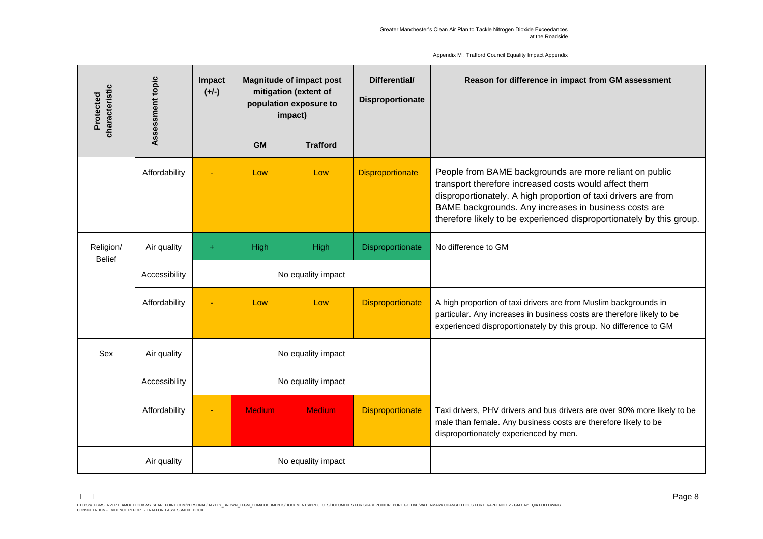| Protected characteristic | Assessment topic | Impact (+/-) | Magnitude of impact post mitigation (extent of population exposure to impact) | | Differential/ Disproportionate | Reason for difference in impact from GM assessment |
|---|---|---|---|---|---|---|
| | | | GM | Trafford | | |
| | Affordability | - | Low | Low | Disproportionate | People from BAME backgrounds are more reliant on public transport therefore increased costs would affect them disproportionately. A high proportion of taxi drivers are from BAME backgrounds. Any increases in business costs are therefore likely to be experienced disproportionately by this group. |
| Religion/ Belief | Air quality | + | High | High | Disproportionate | No difference to GM |
| | Accessibility | No equality impact | | | | |
| | Affordability | - | Low | Low | Disproportionate | A high proportion of taxi drivers are from Muslim backgrounds in particular. Any increases in business costs are therefore likely to be experienced disproportionately by this group. No difference to GM |
| Sex | Air quality | No equality impact | | | | |
| | Accessibility | No equality impact | | | | |
| | Affordability | - | Medium | Medium | Disproportionate | Taxi drivers, PHV drivers and bus drivers are over 90% more likely to be male than female. Any business costs are therefore likely to be disproportionately experienced by men. |
| | Air quality | No equality impact | | | | |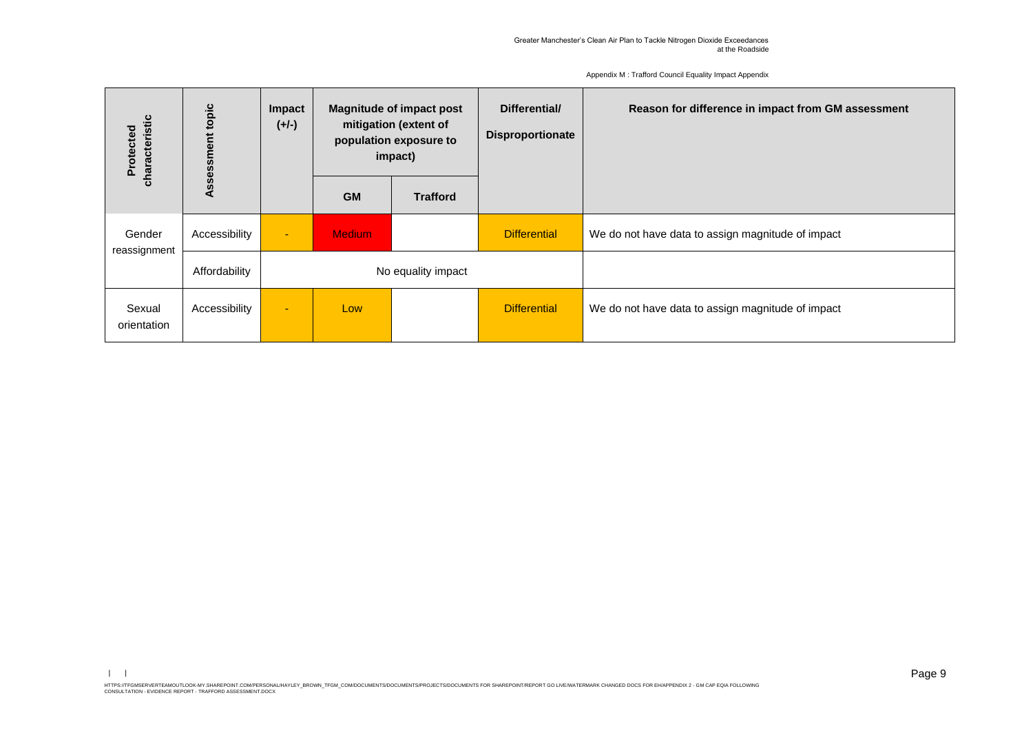| Protected characteristic | Assessment topic | Impact (+/-) | Magnitude of impact post mitigation (extent of population exposure to impact) | | Differential/ Disproportionate | Reason for difference in impact from GM assessment |
|---|---|---|---|---|---|---|
| | | | GM | Trafford | | |
| Gender reassignment | Accessibility | - | Medium | | Differential | We do not have data to assign magnitude of impact |
| | Affordability | No equality impact | | | | |
| Sexual orientation | Accessibility | - | Low | | Differential | We do not have data to assign magnitude of impact |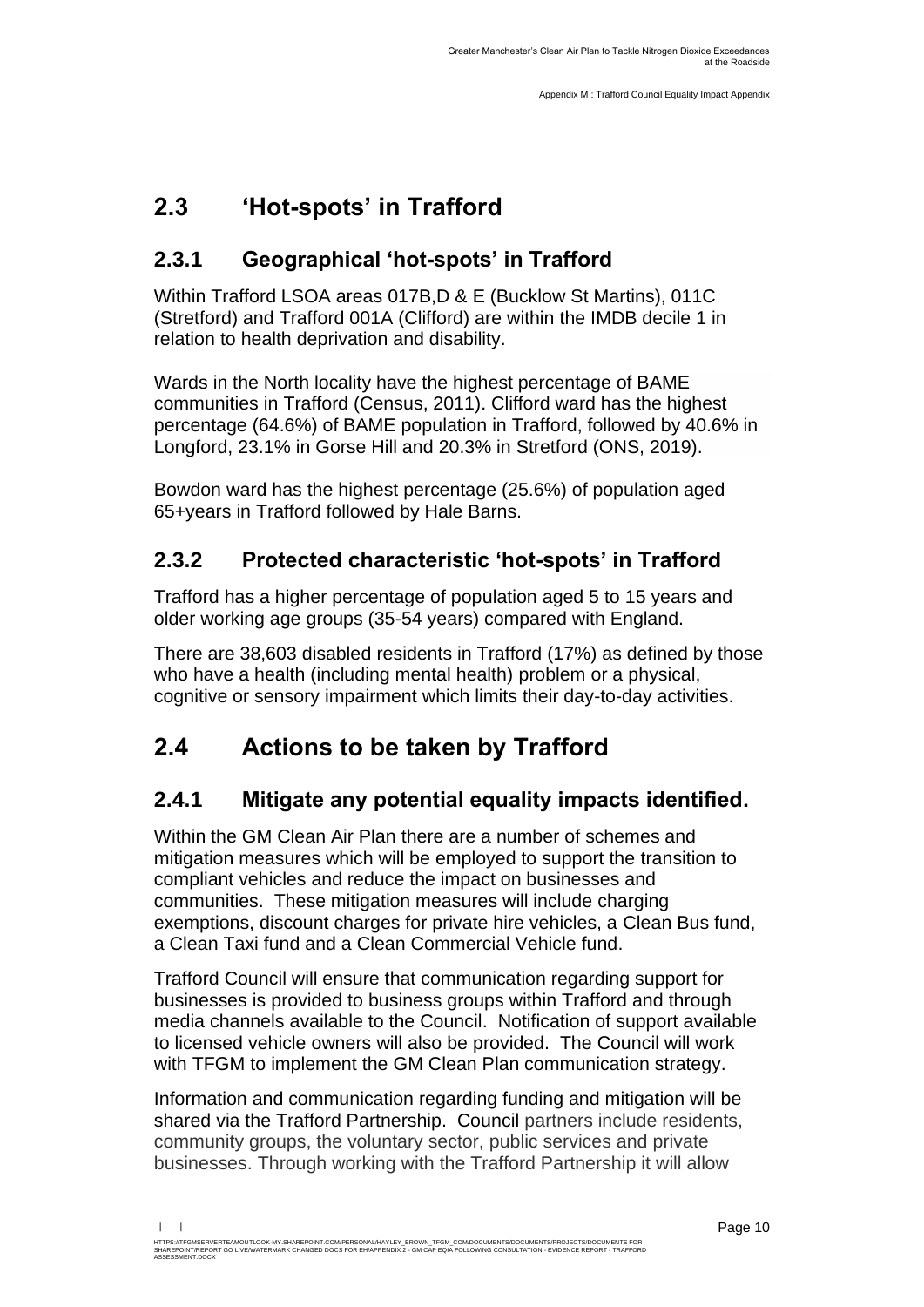## 2.3 'Hot-spots' in Trafford

### 2.3.1 Geographical 'hot-spots' in Trafford

Within Trafford LSOA areas 017B,D & E (Bucklow St Martins), 011C (Stretford) and Trafford 001A (Clifford) are within the IMDB decile 1 in relation to health deprivation and disability.

Wards in the North locality have the highest percentage of BAME communities in Trafford (Census, 2011). Clifford ward has the highest percentage (64.6%) of BAME population in Trafford, followed by 40.6% in Longford, 23.1% in Gorse Hill and 20.3% in Stretford (ONS, 2019).

Bowdon ward has the highest percentage (25.6%) of population aged 65+years in Trafford followed by Hale Barns.

### 2.3.2 Protected characteristic 'hot-spots' in Trafford

Trafford has a higher percentage of population aged 5 to 15 years and older working age groups (35-54 years) compared with England.

There are 38,603 disabled residents in Trafford (17%) as defined by those who have a health (including mental health) problem or a physical, cognitive or sensory impairment which limits their day-to-day activities.

## 2.4 Actions to be taken by Trafford

### 2.4.1 Mitigate any potential equality impacts identified.

Within the GM Clean Air Plan there are a number of schemes and mitigation measures which will be employed to support the transition to compliant vehicles and reduce the impact on businesses and communities. These mitigation measures will include charging exemptions, discount charges for private hire vehicles, a Clean Bus fund, a Clean Taxi fund and a Clean Commercial Vehicle fund.

Trafford Council will ensure that communication regarding support for businesses is provided to business groups within Trafford and through media channels available to the Council. Notification of support available to licensed vehicle owners will also be provided. The Council will work with TFGM to implement the GM Clean Plan communication strategy.

Information and communication regarding funding and mitigation will be shared via the Trafford Partnership. Council partners include residents, community groups, the voluntary sector, public services and private businesses. Through working with the Trafford Partnership it will allow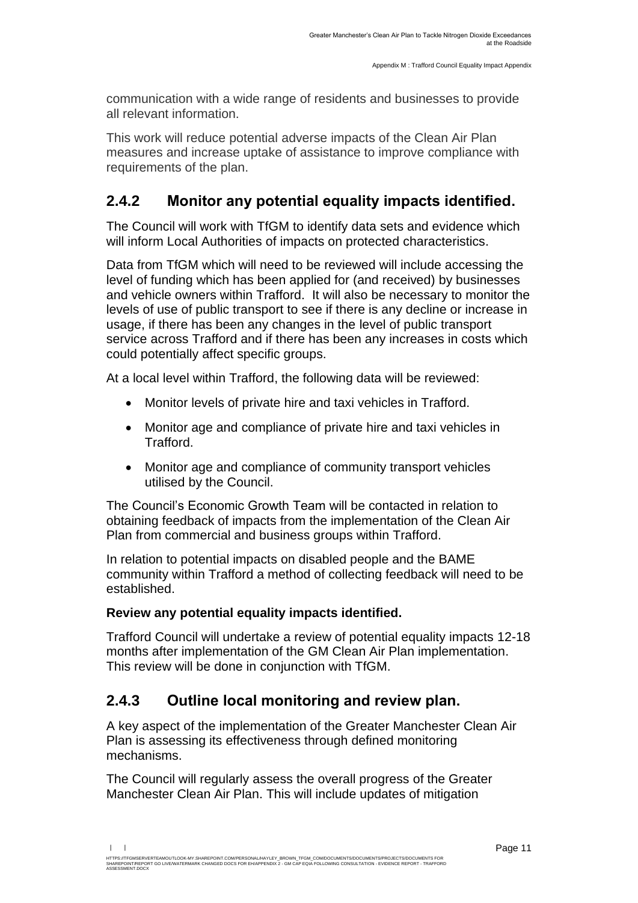communication with a wide range of residents and businesses to provide all relevant information.

This work will reduce potential adverse impacts of the Clean Air Plan measures and increase uptake of assistance to improve compliance with requirements of the plan.

## 2.4.2 Monitor any potential equality impacts identified.

The Council will work with TfGM to identify data sets and evidence which will inform Local Authorities of impacts on protected characteristics.

Data from TfGM which will need to be reviewed will include accessing the level of funding which has been applied for (and received) by businesses and vehicle owners within Trafford. It will also be necessary to monitor the levels of use of public transport to see if there is any decline or increase in usage, if there has been any changes in the level of public transport service across Trafford and if there has been any increases in costs which could potentially affect specific groups.

At a local level within Trafford, the following data will be reviewed:

- Monitor levels of private hire and taxi vehicles in Trafford.
- Monitor age and compliance of private hire and taxi vehicles in Trafford.
- Monitor age and compliance of community transport vehicles utilised by the Council.

The Council's Economic Growth Team will be contacted in relation to obtaining feedback of impacts from the implementation of the Clean Air Plan from commercial and business groups within Trafford.

In relation to potential impacts on disabled people and the BAME community within Trafford a method of collecting feedback will need to be established.

**Review any potential equality impacts identified.**

Trafford Council will undertake a review of potential equality impacts 12-18 months after implementation of the GM Clean Air Plan implementation. This review will be done in conjunction with TfGM.

## 2.4.3 Outline local monitoring and review plan.

A key aspect of the implementation of the Greater Manchester Clean Air Plan is assessing its effectiveness through defined monitoring mechanisms.

The Council will regularly assess the overall progress of the Greater Manchester Clean Air Plan. This will include updates of mitigation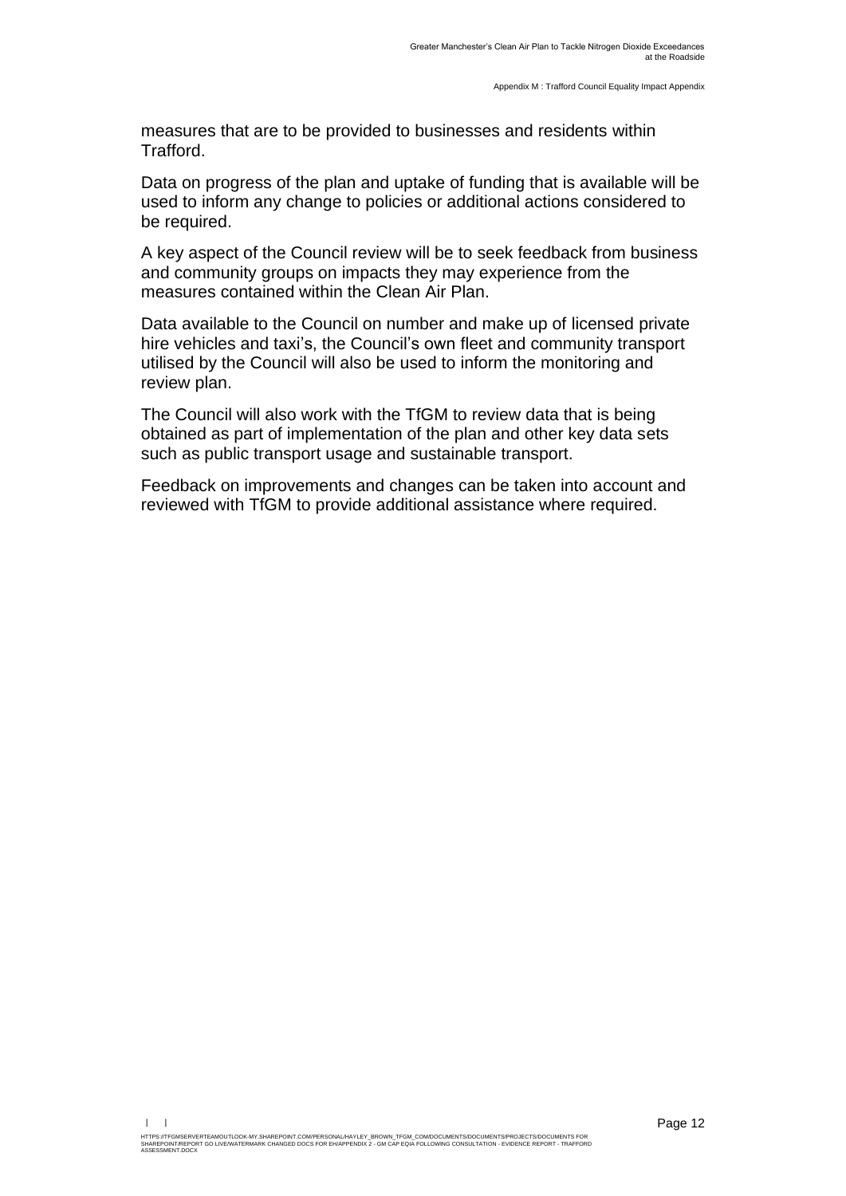measures that are to be provided to businesses and residents within Trafford.

Data on progress of the plan and uptake of funding that is available will be used to inform any change to policies or additional actions considered to be required.

A key aspect of the Council review will be to seek feedback from business and community groups on impacts they may experience from the measures contained within the Clean Air Plan.

Data available to the Council on number and make up of licensed private hire vehicles and taxi's, the Council's own fleet and community transport utilised by the Council will also be used to inform the monitoring and review plan.

The Council will also work with the TfGM to review data that is being obtained as part of implementation of the plan and other key data sets such as public transport usage and sustainable transport.

Feedback on improvements and changes can be taken into account and reviewed with TfGM to provide additional assistance where required.